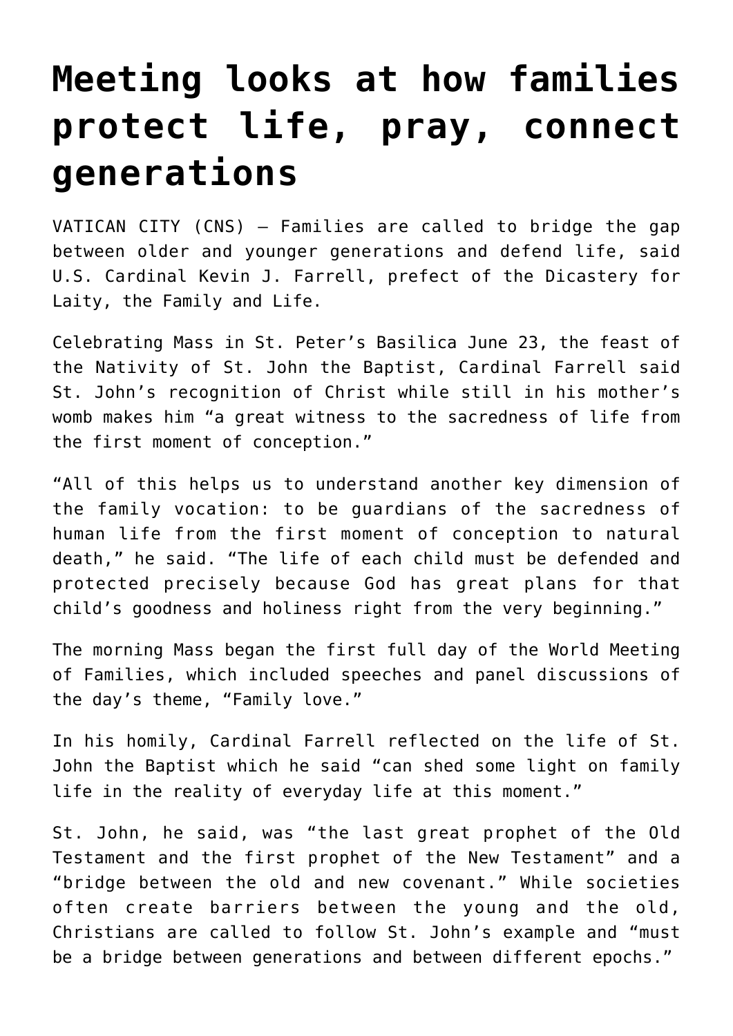# Meeting looks at how families protect life, pray, connect generations

VATICAN CITY (CNS) — Families are called to bridge the gap between older and younger generations and defend life, said U.S. Cardinal Kevin J. Farrell, prefect of the Dicastery for Laity, the Family and Life.

Celebrating Mass in St. Peter's Basilica June 23, the feast of the Nativity of St. John the Baptist, Cardinal Farrell said St. John's recognition of Christ while still in his mother's womb makes him "a great witness to the sacredness of life from the first moment of conception."

"All of this helps us to understand another key dimension of the family vocation: to be guardians of the sacredness of human life from the first moment of conception to natural death," he said. "The life of each child must be defended and protected precisely because God has great plans for that child's goodness and holiness right from the very beginning."

The morning Mass began the first full day of the World Meeting of Families, which included speeches and panel discussions of the day's theme, "Family love."

In his homily, Cardinal Farrell reflected on the life of St. John the Baptist which he said "can shed some light on family life in the reality of everyday life at this moment."

St. John, he said, was "the last great prophet of the Old Testament and the first prophet of the New Testament" and a "bridge between the old and new covenant." While societies often create barriers between the young and the old, Christians are called to follow St. John's example and "must be a bridge between generations and between different epochs."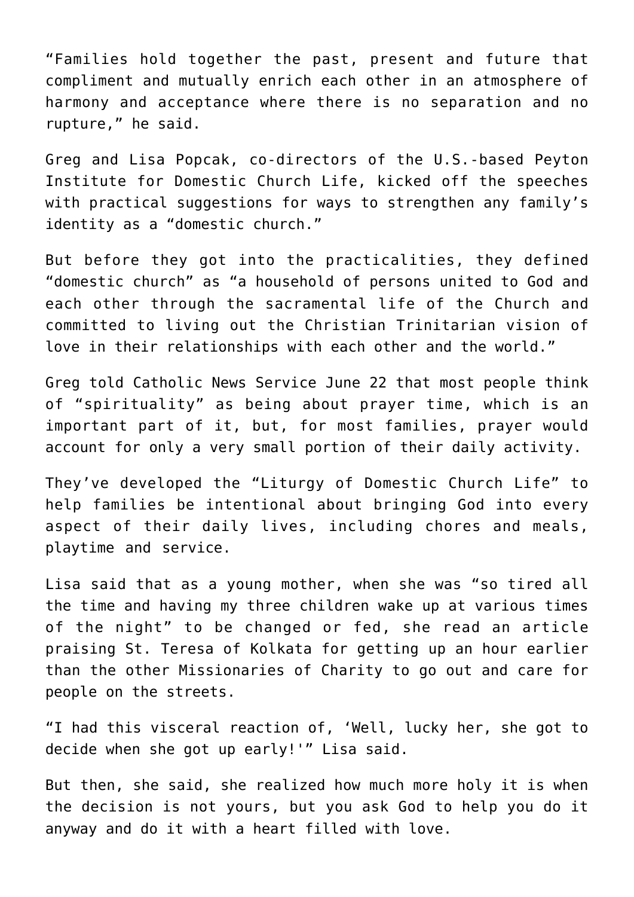"Families hold together the past, present and future that compliment and mutually enrich each other in an atmosphere of harmony and acceptance where there is no separation and no rupture," he said.

Greg and Lisa Popcak, co-directors of the U.S.-based Peyton Institute for Domestic Church Life, kicked off the speeches with practical suggestions for ways to strengthen any family's identity as a "domestic church."

But before they got into the practicalities, they defined "domestic church" as "a household of persons united to God and each other through the sacramental life of the Church and committed to living out the Christian Trinitarian vision of love in their relationships with each other and the world."

Greg told Catholic News Service June 22 that most people think of "spirituality" as being about prayer time, which is an important part of it, but, for most families, prayer would account for only a very small portion of their daily activity.

They've developed the "Liturgy of Domestic Church Life" to help families be intentional about bringing God into every aspect of their daily lives, including chores and meals, playtime and service.

Lisa said that as a young mother, when she was "so tired all the time and having my three children wake up at various times of the night" to be changed or fed, she read an article praising St. Teresa of Kolkata for getting up an hour earlier than the other Missionaries of Charity to go out and care for people on the streets.

"I had this visceral reaction of, 'Well, lucky her, she got to decide when she got up early!'" Lisa said.

But then, she said, she realized how much more holy it is when the decision is not yours, but you ask God to help you do it anyway and do it with a heart filled with love.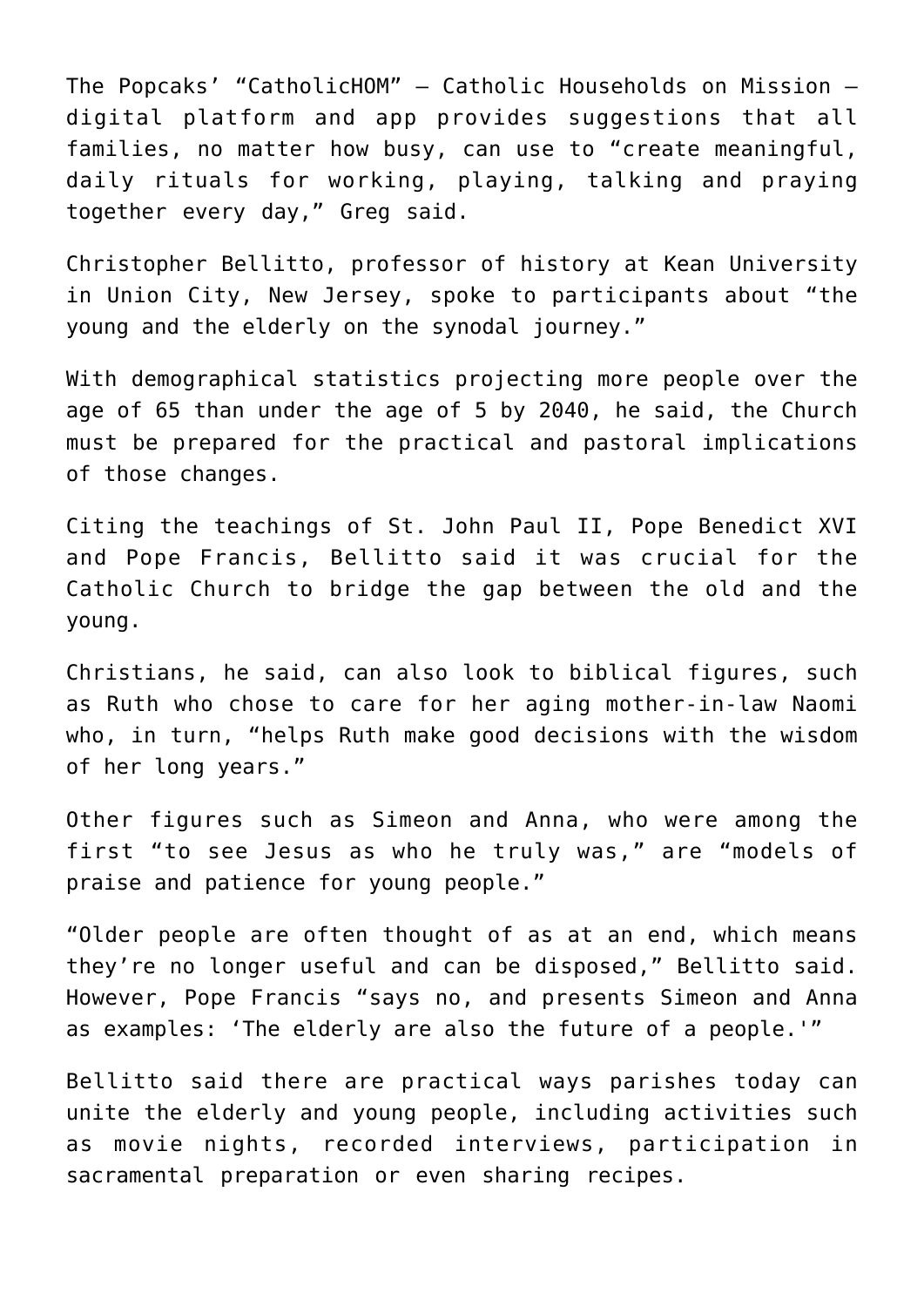The Popcaks' "CatholicHOM" — Catholic Households on Mission — digital platform and app provides suggestions that all families, no matter how busy, can use to "create meaningful, daily rituals for working, playing, talking and praying together every day," Greg said.

Christopher Bellitto, professor of history at Kean University in Union City, New Jersey, spoke to participants about "the young and the elderly on the synodal journey."

With demographical statistics projecting more people over the age of 65 than under the age of 5 by 2040, he said, the Church must be prepared for the practical and pastoral implications of those changes.

Citing the teachings of St. John Paul II, Pope Benedict XVI and Pope Francis, Bellitto said it was crucial for the Catholic Church to bridge the gap between the old and the young.

Christians, he said, can also look to biblical figures, such as Ruth who chose to care for her aging mother-in-law Naomi who, in turn, "helps Ruth make good decisions with the wisdom of her long years."

Other figures such as Simeon and Anna, who were among the first "to see Jesus as who he truly was," are "models of praise and patience for young people."

"Older people are often thought of as at an end, which means they're no longer useful and can be disposed," Bellitto said. However, Pope Francis "says no, and presents Simeon and Anna as examples: 'The elderly are also the future of a people.'"

Bellitto said there are practical ways parishes today can unite the elderly and young people, including activities such as movie nights, recorded interviews, participation in sacramental preparation or even sharing recipes.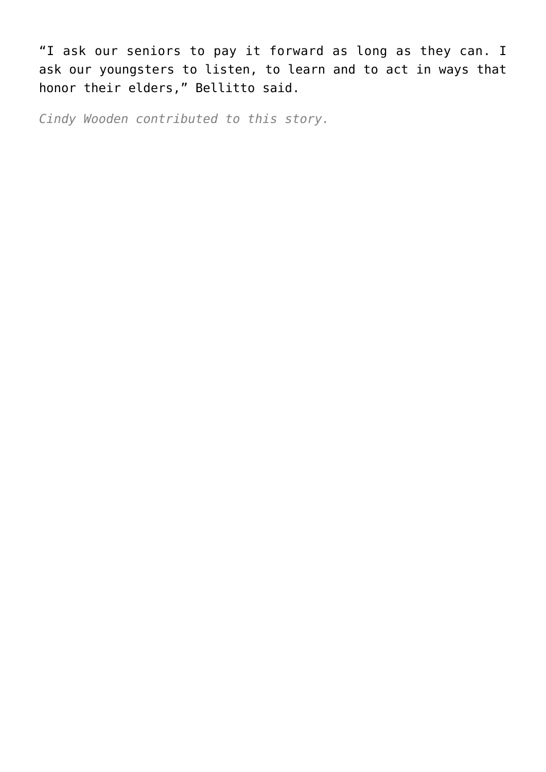"I ask our seniors to pay it forward as long as they can. I ask our youngsters to listen, to learn and to act in ways that honor their elders," Bellitto said.

*Cindy Wooden contributed to this story.*